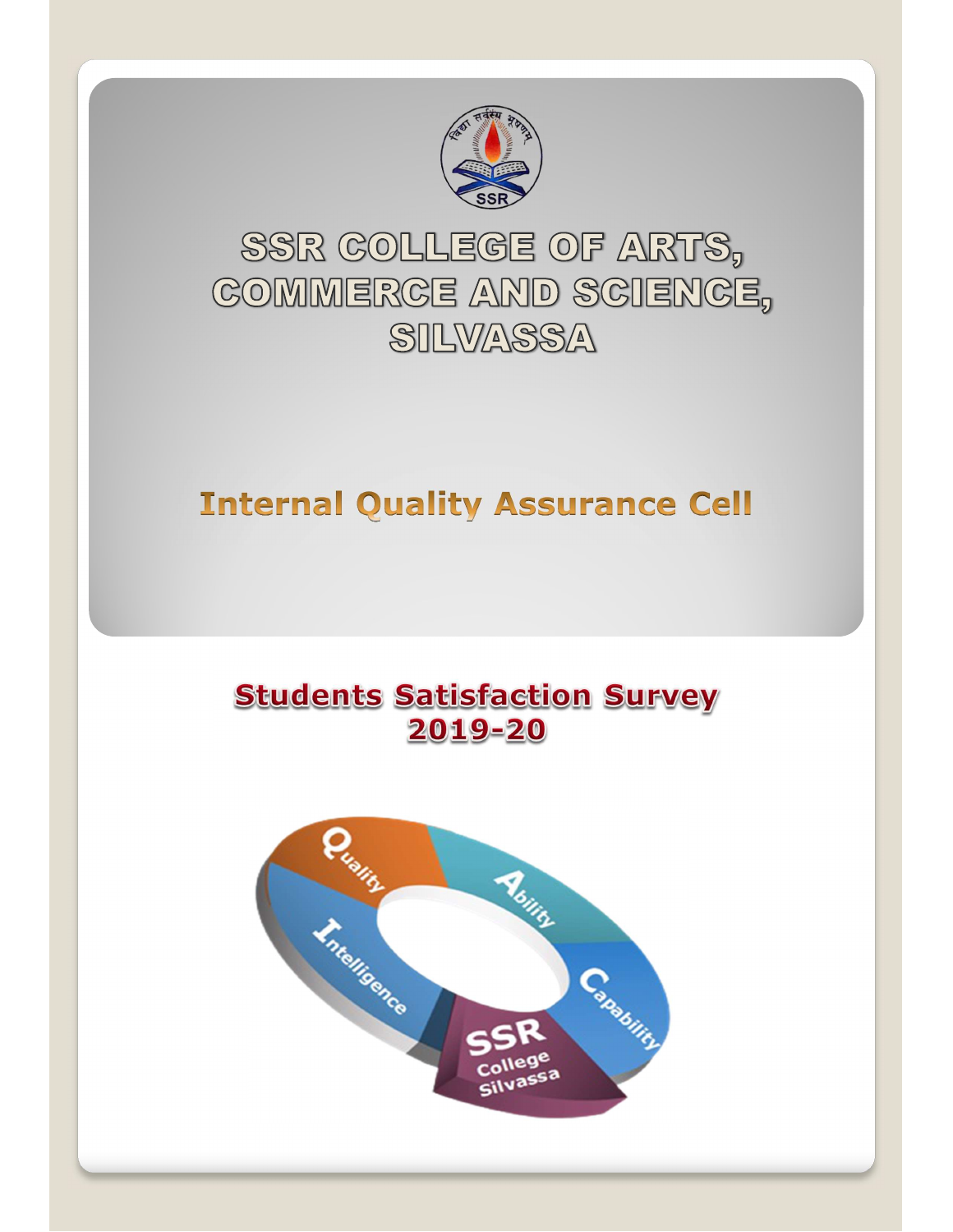# SSR COLLEGE OF ARTS, COMMERCE AND SCIENCE, SILVASSA

## Internal Quality Assurance Cell

## Students Satisfaction Survey 2019-20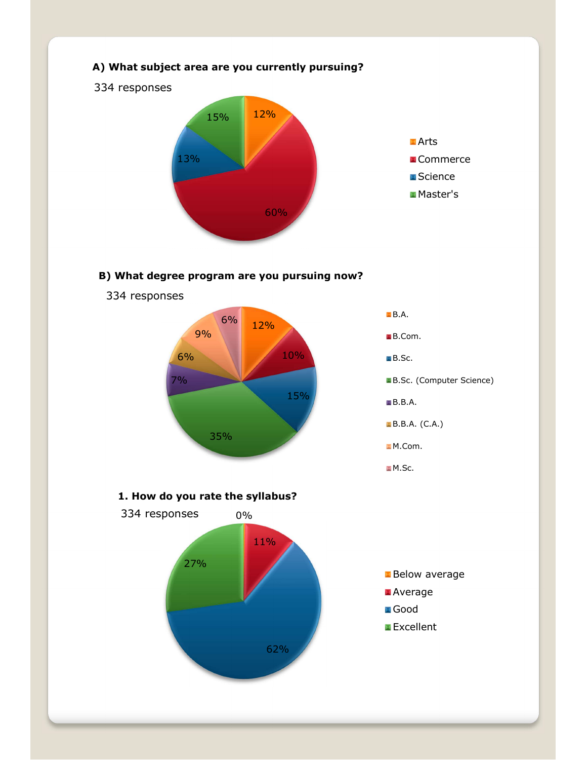**A) What subject area are you currently pursuing?**

334 responses

| Subject area | Percentage |
|---|---|
| Arts | 12% |
| Commerce | 60% |
| Science | 13% |
| Master's | 15% |

**B) What degree program are you pursuing now?**

334 responses

| Degree program | Percentage |
|---|---|
| B.A. | 12% |
| B.Com. | 10% |
| B.Sc. | 15% |
| B.Sc. (Computer Science) | 35% |
| B.B.A. | 7% |
| B.B.A. (C.A.) | 6% |
| M.Com. | 9% |
| M.Sc. | 6% |

**1. How do you rate the syllabus?**

334 responses

| Rating | Percentage |
|---|---|
| Below average | 0% |
| Average | 11% |
| Good | 62% |
| Excellent | 27% |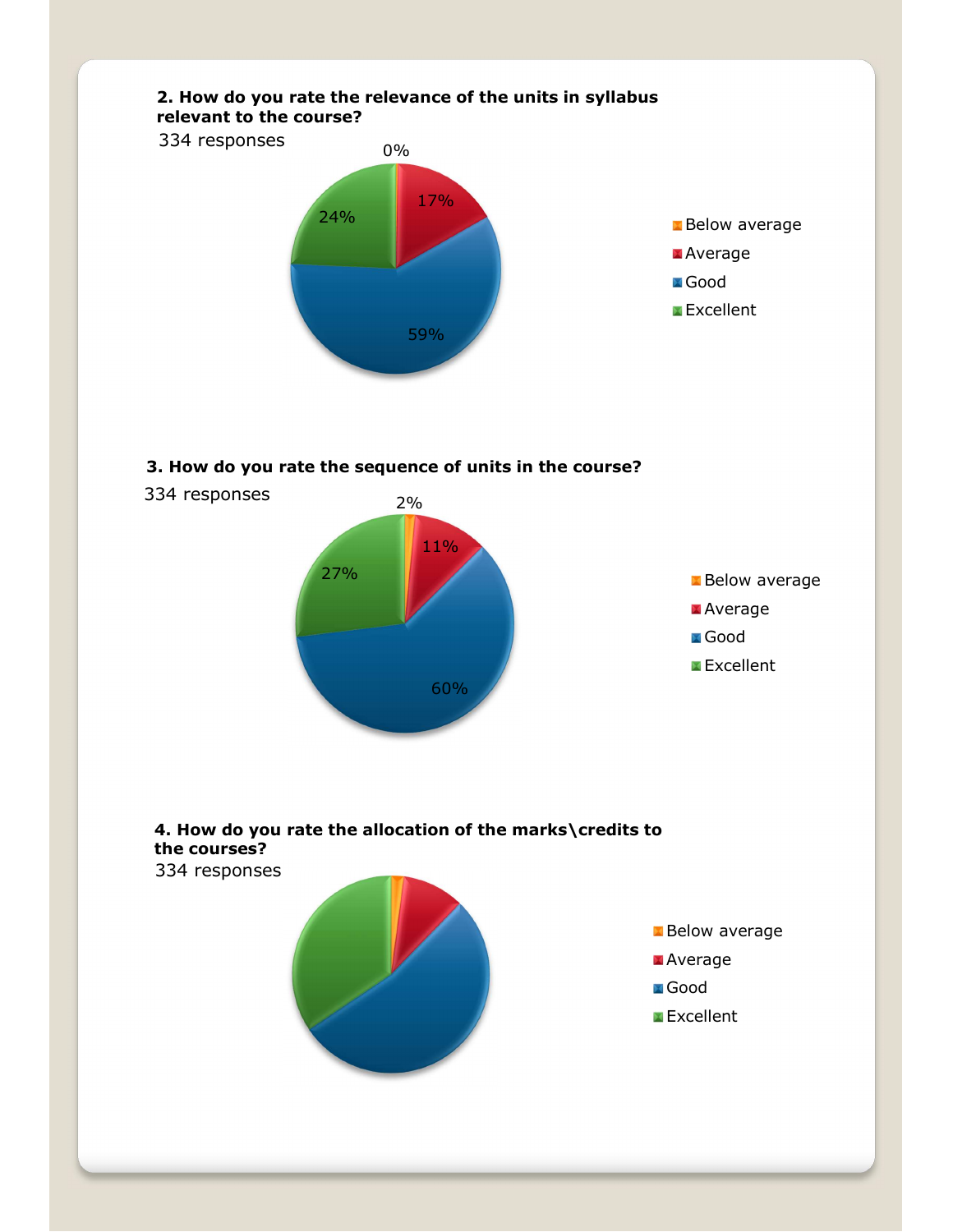**2. How do you rate the relevance of the units in syllabus relevant to the course?**

334 responses

| Rating | Percentage |
|---|---|
| Below average | 0% |
| Average | 17% |
| Good | 59% |
| Excellent | 24% |

**3. How do you rate the sequence of units in the course?**

334 responses

| Rating | Percentage |
|---|---|
| Below average | 2% |
| Average | 11% |
| Good | 60% |
| Excellent | 27% |

**4. How do you rate the allocation of the marks\credits to the courses?**

334 responses

- Below average
- Average
- Good
- Excellent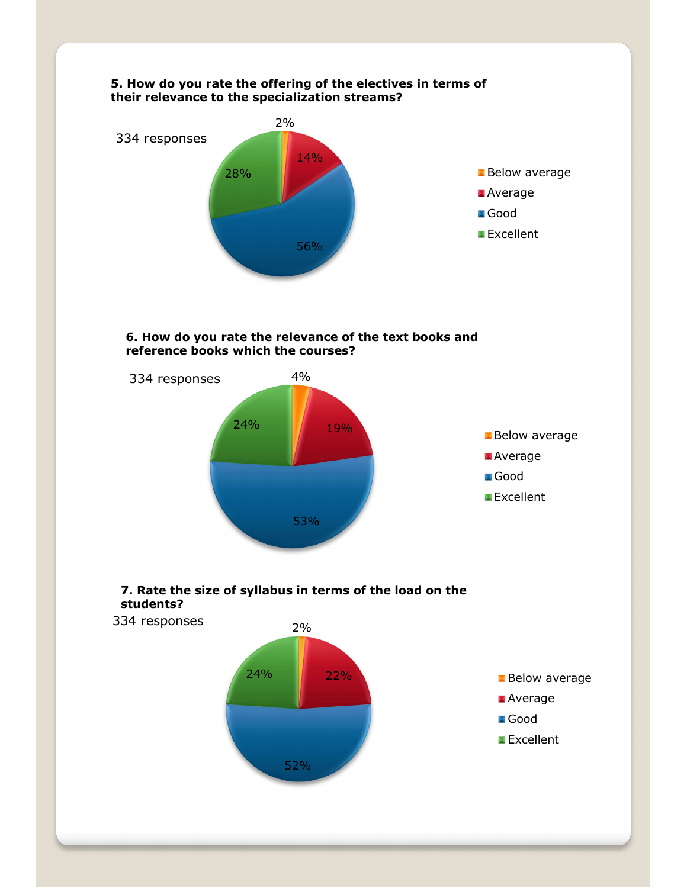**5. How do you rate the offering of the electives in terms of their relevance to the specialization streams?**

334 responses

| Rating | Percentage |
|---|---|
| Below average | 2% |
| Average | 14% |
| Good | 56% |
| Excellent | 28% |

**6. How do you rate the relevance of the text books and reference books which the courses?**

334 responses

| Rating | Percentage |
|---|---|
| Below average | 4% |
| Average | 19% |
| Good | 53% |
| Excellent | 24% |

**7. Rate the size of syllabus in terms of the load on the students?**

334 responses

| Rating | Percentage |
|---|---|
| Below average | 2% |
| Average | 22% |
| Good | 52% |
| Excellent | 24% |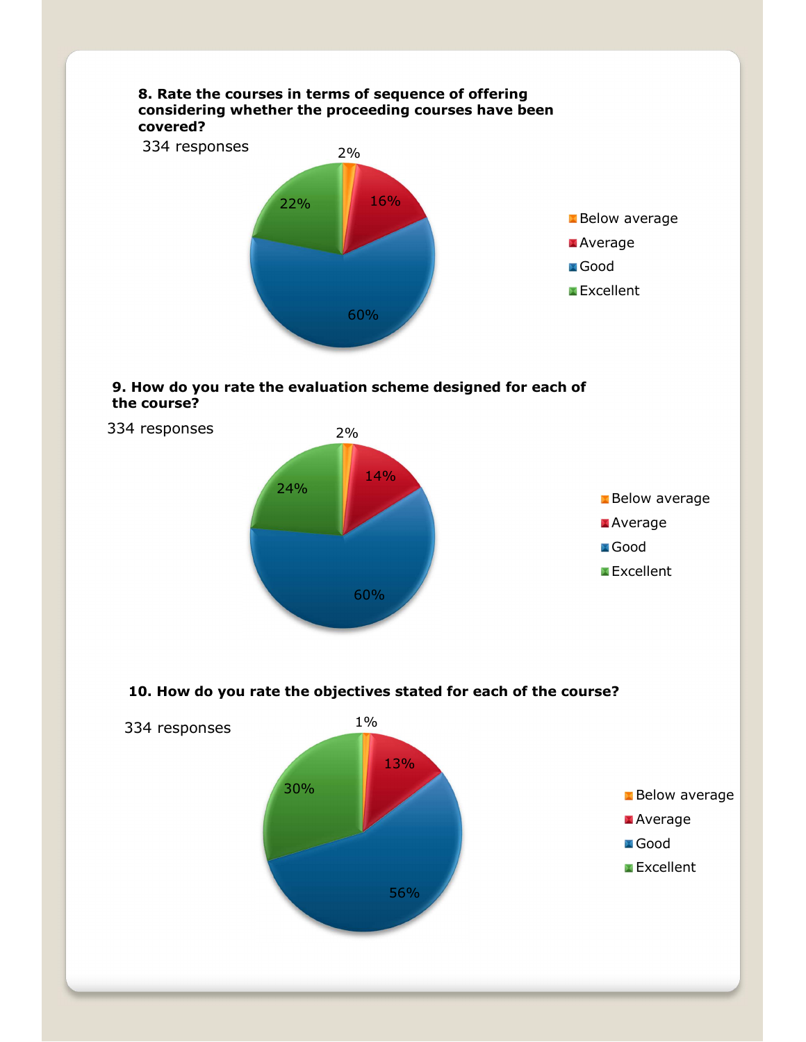**8. Rate the courses in terms of sequence of offering considering whether the proceeding courses have been covered?**

334 responses

| Rating | Percentage |
|---|---|
| Below average | 2% |
| Average | 16% |
| Good | 60% |
| Excellent | 22% |

**9. How do you rate the evaluation scheme designed for each of the course?**

334 responses

| Rating | Percentage |
|---|---|
| Below average | 2% |
| Average | 14% |
| Good | 60% |
| Excellent | 24% |

**10. How do you rate the objectives stated for each of the course?**

334 responses

| Rating | Percentage |
|---|---|
| Below average | 1% |
| Average | 13% |
| Good | 56% |
| Excellent | 30% |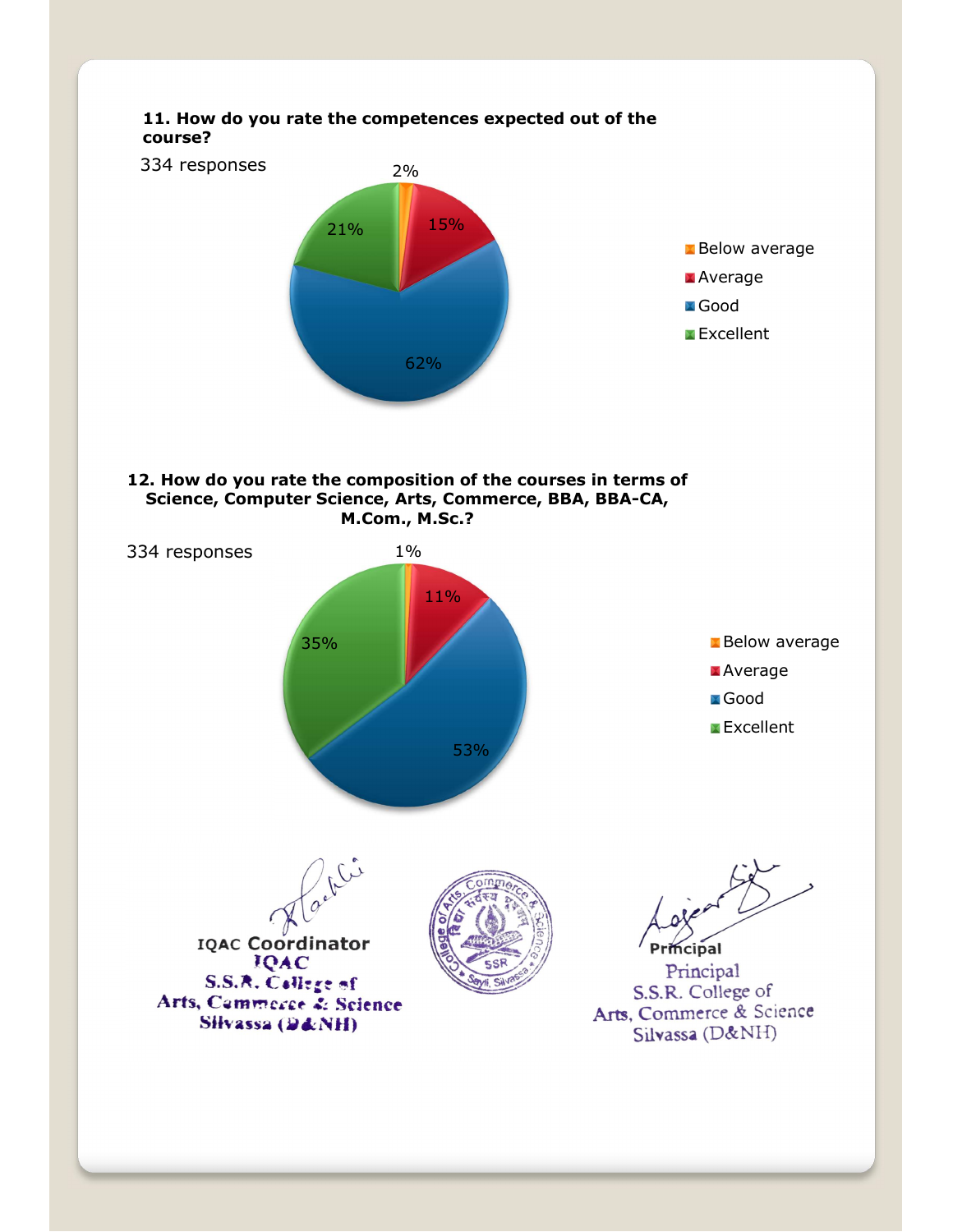**11. How do you rate the competences expected out of the course?**

334 responses

2%

15%

21%

62%

Below average

Average

Good

Excellent

**12. How do you rate the composition of the courses in terms of Science, Computer Science, Arts, Commerce, BBA, BBA-CA, M.Com., M.Sc.?**

334 responses

1%

11%

35%

53%

Below average

Average

Good

Excellent

IQAC Coordinator
IQAC
S.S.R. College of
Arts, Commerce & Science
Silvassa (D&NH)

Principal
Principal
S.S.R. College of
Arts, Commerce & Science
Silvassa (D&NH)